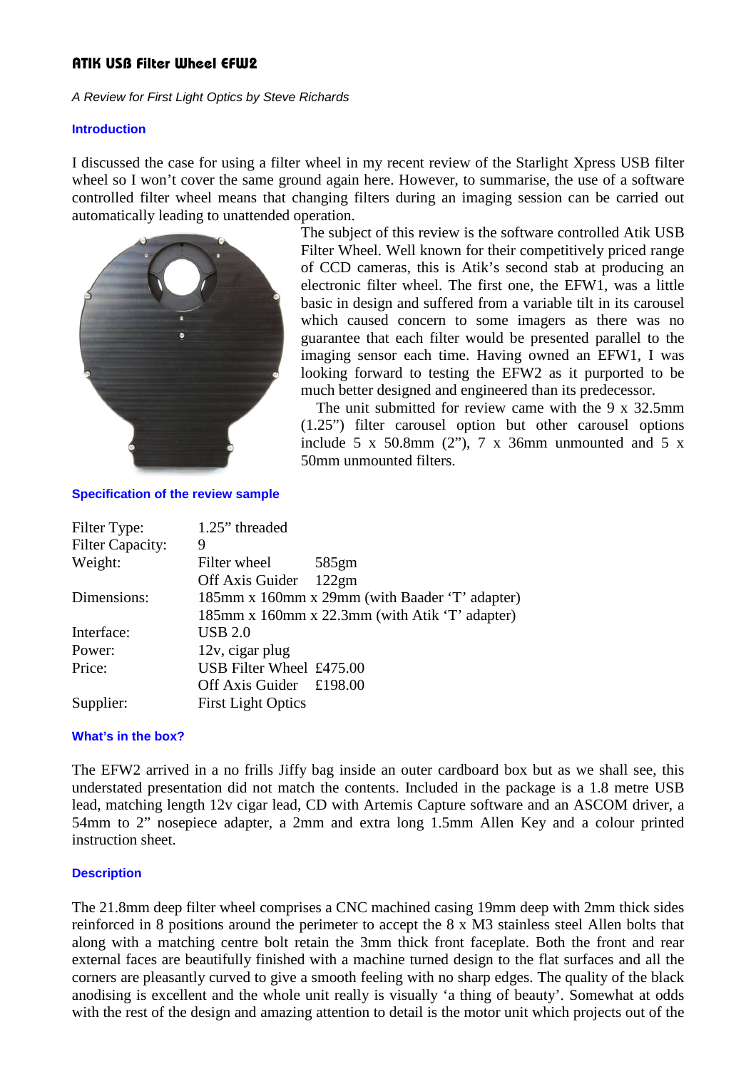# ATIK USB Filter Wheel EFW2

*A Review for First Light Optics by Steve Richards*

## Introduction

I discussed the case for using a filter wheel in my recent review of the Starlight Xpress USB filter wheel so I won't cover the same ground again here. However, to summarise, the use of a software controlled filter wheel means that changing filters during an imaging session can be carried out automatically leading to unattended operation.

The subject of this review is the software controlled Atik USB Filter Wheel. Well known for their competitively priced range of CCD cameras, this is Atik's second stab at producing an electronic filter wheel. The first one, the EFW1, was a little basic in design and suffered from a variable tilt in its carousel which caused concern to some imagers as there was no guarantee that each filter would be presented parallel to the imaging sensor each time. Having owned an EFW1, I was looking forward to testing the EFW2 as it purported to be much better designed and engineered than its predecessor.

The unit submitted for review came with the 9 x 32.5mm (1.25") filter carousel option but other carousel options include 5 x 50.8mm (2"), 7 x 36mm unmounted and 5 x 50mm unmounted filters.

## Specification of the review sample

| | | |
|---|---|---|
| Filter Type: | 1.25" threaded | |
| Filter Capacity: | 9 | |
| Weight: | Filter wheel | 585gm |
| | Off Axis Guider | 122gm |
| Dimensions: | 185mm x 160mm x 29mm (with Baader 'T' adapter) | |
| | 185mm x 160mm x 22.3mm (with Atik 'T' adapter) | |
| Interface: | USB 2.0 | |
| Power: | 12v, cigar plug | |
| Price: | USB Filter Wheel | £475.00 |
| | Off Axis Guider | £198.00 |
| Supplier: | First Light Optics | |

## What's in the box?

The EFW2 arrived in a no frills Jiffy bag inside an outer cardboard box but as we shall see, this understated presentation did not match the contents. Included in the package is a 1.8 metre USB lead, matching length 12v cigar lead, CD with Artemis Capture software and an ASCOM driver, a 54mm to 2" nosepiece adapter, a 2mm and extra long 1.5mm Allen Key and a colour printed instruction sheet.

## Description

The 21.8mm deep filter wheel comprises a CNC machined casing 19mm deep with 2mm thick sides reinforced in 8 positions around the perimeter to accept the 8 x M3 stainless steel Allen bolts that along with a matching centre bolt retain the 3mm thick front faceplate. Both the front and rear external faces are beautifully finished with a machine turned design to the flat surfaces and all the corners are pleasantly curved to give a smooth feeling with no sharp edges. The quality of the black anodising is excellent and the whole unit really is visually 'a thing of beauty'. Somewhat at odds with the rest of the design and amazing attention to detail is the motor unit which projects out of the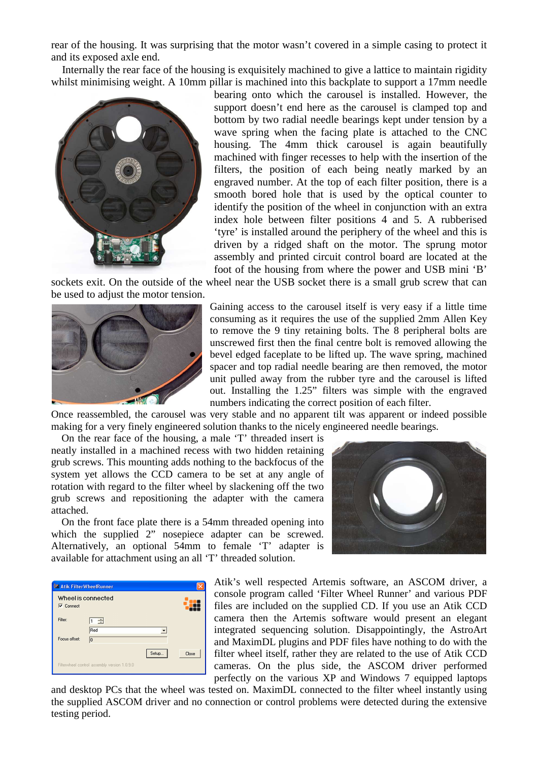rear of the housing. It was surprising that the motor wasn't covered in a simple casing to protect it and its exposed axle end.

Internally the rear face of the housing is exquisitely machined to give a lattice to maintain rigidity whilst minimising weight. A 10mm pillar is machined into this backplate to support a 17mm needle bearing onto which the carousel is installed. However, the support doesn't end here as the carousel is clamped top and bottom by two radial needle bearings kept under tension by a wave spring when the facing plate is attached to the CNC housing. The 4mm thick carousel is again beautifully machined with finger recesses to help with the insertion of the filters, the position of each being neatly marked by an engraved number. At the top of each filter position, there is a smooth bored hole that is used by the optical counter to identify the position of the wheel in conjunction with an extra index hole between filter positions 4 and 5. A rubberised 'tyre' is installed around the periphery of the wheel and this is driven by a ridged shaft on the motor. The sprung motor assembly and printed circuit control board are located at the foot of the housing from where the power and USB mini 'B' sockets exit. On the outside of the wheel near the USB socket there is a small grub screw that can be used to adjust the motor tension.

Gaining access to the carousel itself is very easy if a little time consuming as it requires the use of the supplied 2mm Allen Key to remove the 9 tiny retaining bolts. The 8 peripheral bolts are unscrewed first then the final centre bolt is removed allowing the bevel edged faceplate to be lifted up. The wave spring, machined spacer and top radial needle bearing are then removed, the motor unit pulled away from the rubber tyre and the carousel is lifted out. Installing the 1.25" filters was simple with the engraved numbers indicating the correct position of each filter.

Once reassembled, the carousel was very stable and no apparent tilt was apparent or indeed possible making for a very finely engineered solution thanks to the nicely engineered needle bearings.

On the rear face of the housing, a male 'T' threaded insert is neatly installed in a machined recess with two hidden retaining grub screws. This mounting adds nothing to the backfocus of the system yet allows the CCD camera to be set at any angle of rotation with regard to the filter wheel by slackening off the two grub screws and repositioning the adapter with the camera attached.

On the front face plate there is a 54mm threaded opening into which the supplied 2" nosepiece adapter can be screwed. Alternatively, an optional 54mm to female 'T' adapter is available for attachment using an all 'T' threaded solution.

Atik's well respected Artemis software, an ASCOM driver, a console program called 'Filter Wheel Runner' and various PDF files are included on the supplied CD. If you use an Atik CCD camera then the Artemis software would present an elegant integrated sequencing solution. Disappointingly, the AstroArt and MaximDL plugins and PDF files have nothing to do with the filter wheel itself, rather they are related to the use of Atik CCD cameras. On the plus side, the ASCOM driver performed perfectly on the various XP and Windows 7 equipped laptops and desktop PCs that the wheel was tested on. MaximDL connected to the filter wheel instantly using the supplied ASCOM driver and no connection or control problems were detected during the extensive testing period.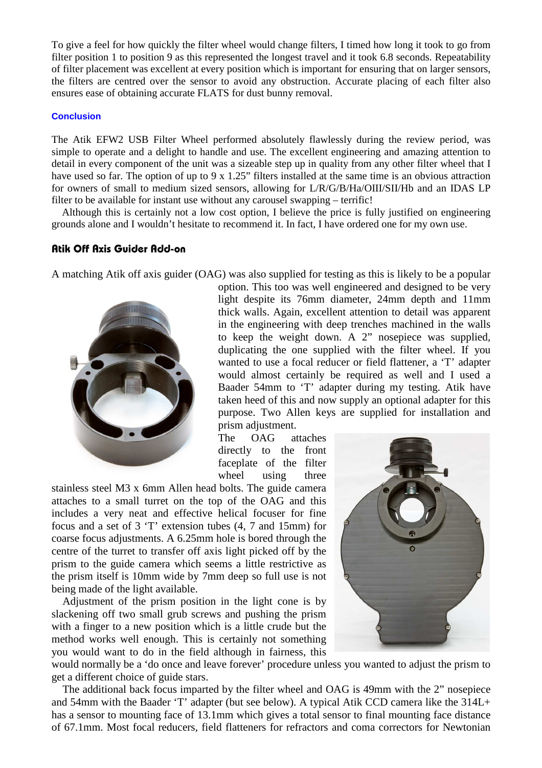To give a feel for how quickly the filter wheel would change filters, I timed how long it took to go from filter position 1 to position 9 as this represented the longest travel and it took 6.8 seconds. Repeatability of filter placement was excellent at every position which is important for ensuring that on larger sensors, the filters are centred over the sensor to avoid any obstruction. Accurate placing of each filter also ensures ease of obtaining accurate FLATS for dust bunny removal.

### Conclusion

The Atik EFW2 USB Filter Wheel performed absolutely flawlessly during the review period, was simple to operate and a delight to handle and use. The excellent engineering and amazing attention to detail in every component of the unit was a sizeable step up in quality from any other filter wheel that I have used so far. The option of up to 9 x 1.25" filters installed at the same time is an obvious attraction for owners of small to medium sized sensors, allowing for L/R/G/B/Ha/OIII/SII/Hb and an IDAS LP filter to be available for instant use without any carousel swapping – terrific!

Although this is certainly not a low cost option, I believe the price is fully justified on engineering grounds alone and I wouldn't hesitate to recommend it. In fact, I have ordered one for my own use.

## Atik Off Axis Guider Add-on

A matching Atik off axis guider (OAG) was also supplied for testing as this is likely to be a popular option. This too was well engineered and designed to be very light despite its 76mm diameter, 24mm depth and 11mm thick walls. Again, excellent attention to detail was apparent in the engineering with deep trenches machined in the walls to keep the weight down. A 2" nosepiece was supplied, duplicating the one supplied with the filter wheel. If you wanted to use a focal reducer or field flattener, a 'T' adapter would almost certainly be required as well and I used a Baader 54mm to 'T' adapter during my testing. Atik have taken heed of this and now supply an optional adapter for this purpose. Two Allen keys are supplied for installation and prism adjustment.

The OAG attaches directly to the front faceplate of the filter wheel using three stainless steel M3 x 6mm Allen head bolts. The guide camera attaches to a small turret on the top of the OAG and this includes a very neat and effective helical focuser for fine focus and a set of 3 'T' extension tubes (4, 7 and 15mm) for coarse focus adjustments. A 6.25mm hole is bored through the centre of the turret to transfer off axis light picked off by the prism to the guide camera which seems a little restrictive as the prism itself is 10mm wide by 7mm deep so full use is not being made of the light available.

Adjustment of the prism position in the light cone is by slackening off two small grub screws and pushing the prism with a finger to a new position which is a little crude but the method works well enough. This is certainly not something you would want to do in the field although in fairness, this would normally be a 'do once and leave forever' procedure unless you wanted to adjust the prism to get a different choice of guide stars.

The additional back focus imparted by the filter wheel and OAG is 49mm with the 2" nosepiece and 54mm with the Baader 'T' adapter (but see below). A typical Atik CCD camera like the 314L+ has a sensor to mounting face of 13.1mm which gives a total sensor to final mounting face distance of 67.1mm. Most focal reducers, field flatteners for refractors and coma correctors for Newtonian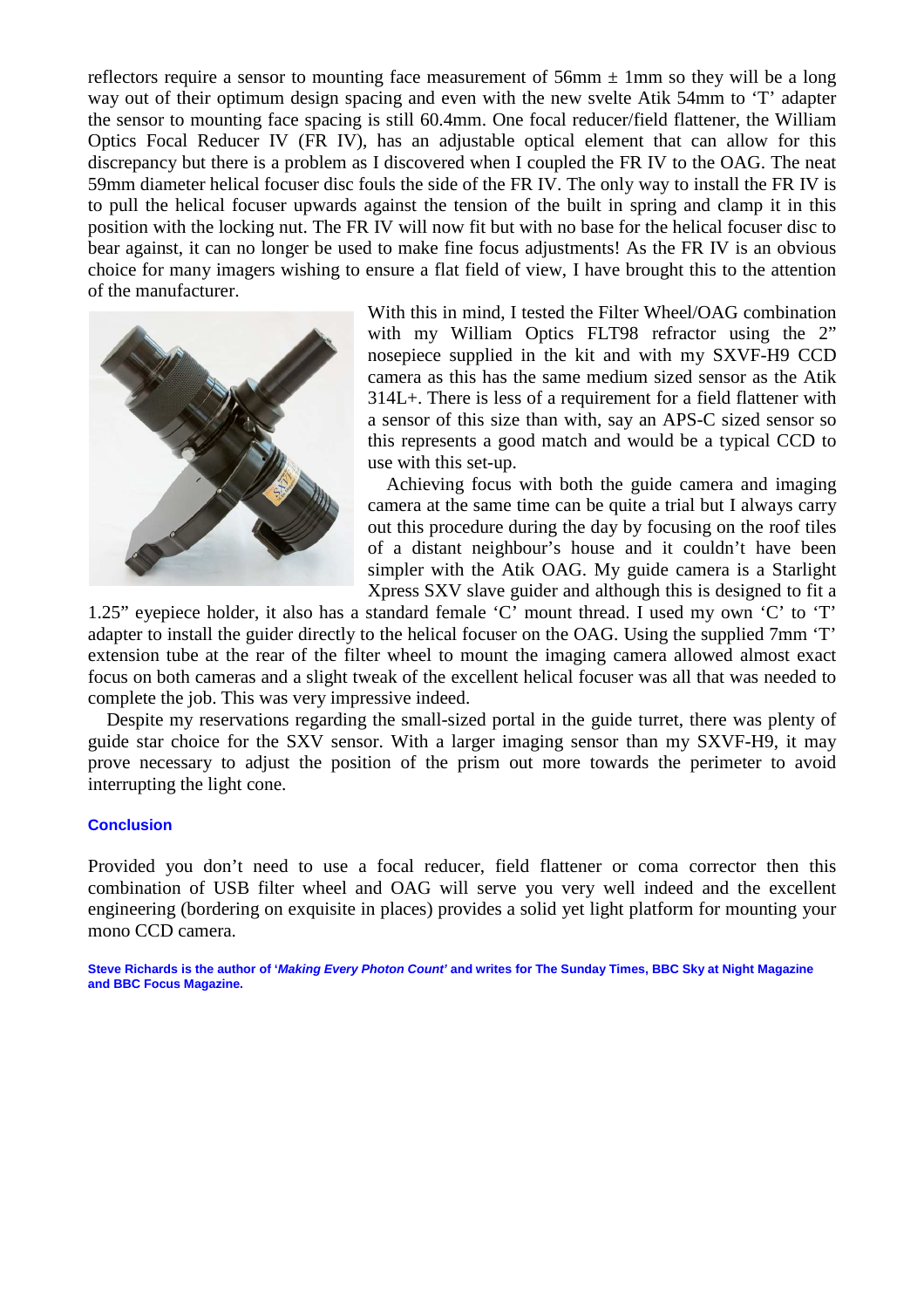reflectors require a sensor to mounting face measurement of 56mm ± 1mm so they will be a long way out of their optimum design spacing and even with the new svelte Atik 54mm to 'T' adapter the sensor to mounting face spacing is still 60.4mm. One focal reducer/field flattener, the William Optics Focal Reducer IV (FR IV), has an adjustable optical element that can allow for this discrepancy but there is a problem as I discovered when I coupled the FR IV to the OAG. The neat 59mm diameter helical focuser disc fouls the side of the FR IV. The only way to install the FR IV is to pull the helical focuser upwards against the tension of the built in spring and clamp it in this position with the locking nut. The FR IV will now fit but with no base for the helical focuser disc to bear against, it can no longer be used to make fine focus adjustments! As the FR IV is an obvious choice for many imagers wishing to ensure a flat field of view, I have brought this to the attention of the manufacturer.

With this in mind, I tested the Filter Wheel/OAG combination with my William Optics FLT98 refractor using the 2" nosepiece supplied in the kit and with my SXVF-H9 CCD camera as this has the same medium sized sensor as the Atik 314L+. There is less of a requirement for a field flattener with a sensor of this size than with, say an APS-C sized sensor so this represents a good match and would be a typical CCD to use with this set-up.

Achieving focus with both the guide camera and imaging camera at the same time can be quite a trial but I always carry out this procedure during the day by focusing on the roof tiles of a distant neighbour's house and it couldn't have been simpler with the Atik OAG. My guide camera is a Starlight Xpress SXV slave guider and although this is designed to fit a 1.25" eyepiece holder, it also has a standard female 'C' mount thread. I used my own 'C' to 'T' adapter to install the guider directly to the helical focuser on the OAG. Using the supplied 7mm 'T' extension tube at the rear of the filter wheel to mount the imaging camera allowed almost exact focus on both cameras and a slight tweak of the excellent helical focuser was all that was needed to complete the job. This was very impressive indeed.

Despite my reservations regarding the small-sized portal in the guide turret, there was plenty of guide star choice for the SXV sensor. With a larger imaging sensor than my SXVF-H9, it may prove necessary to adjust the position of the prism out more towards the perimeter to avoid interrupting the light cone.

## Conclusion

Provided you don't need to use a focal reducer, field flattener or coma corrector then this combination of USB filter wheel and OAG will serve you very well indeed and the excellent engineering (bordering on exquisite in places) provides a solid yet light platform for mounting your mono CCD camera.

**Steve Richards is the author of '*Making Every Photon Count*' and writes for The Sunday Times, BBC Sky at Night Magazine and BBC Focus Magazine.**